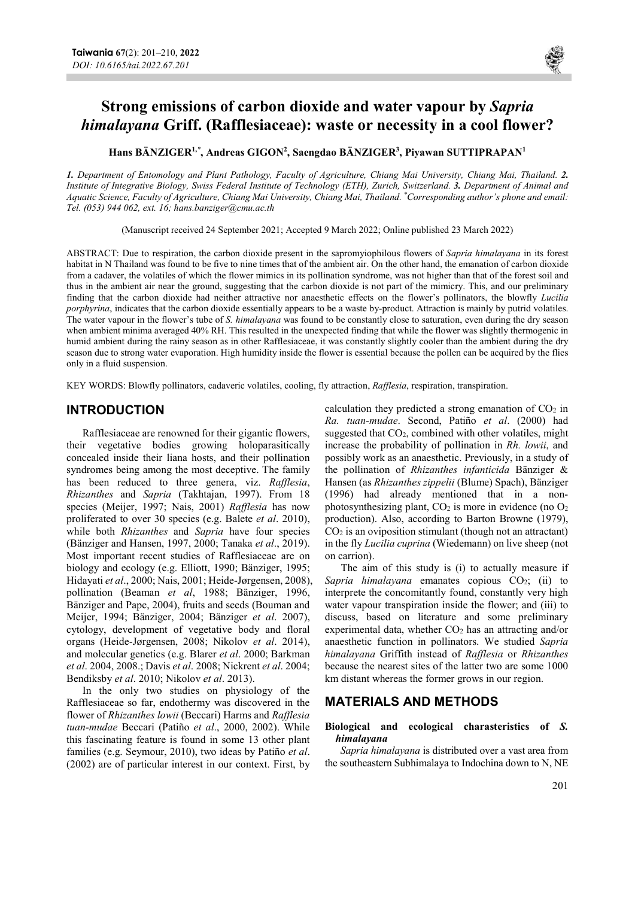# Strong emissions of carbon dioxide and water vapour by *Sapria himalayana* Griff. (Rafflesiaceae): waste or necessity in a cool flower?

**Hans BÄNZIGER[1,*], Andreas GIGON[2], Saengdao BÄNZIGER[3], Piyawan SUTTIPRAPAN[1]**

*1. Department of Entomology and Plant Pathology, Faculty of Agriculture, Chiang Mai University, Chiang Mai, Thailand. 2. Institute of Integrative Biology, Swiss Federal Institute of Technology (ETH), Zurich, Switzerland. 3. Department of Animal and Aquatic Science, Faculty of Agriculture, Chiang Mai University, Chiang Mai, Thailand. *Corresponding author's phone and email: Tel. (053) 944 062, ext. 16; hans.banziger@cmu.ac.th*

(Manuscript received 24 September 2021; Accepted 9 March 2022; Online published 23 March 2022)

ABSTRACT: Due to respiration, the carbon dioxide present in the sapromyiophilous flowers of *Sapria himalayana* in its forest habitat in N Thailand was found to be five to nine times that of the ambient air. On the other hand, the emanation of carbon dioxide from a cadaver, the volatiles of which the flower mimics in its pollination syndrome, was not higher than that of the forest soil and thus in the ambient air near the ground, suggesting that the carbon dioxide is not part of the mimicry. This, and our preliminary finding that the carbon dioxide had neither attractive nor anaesthetic effects on the flower's pollinators, the blowfly *Lucilia porphyrina*, indicates that the carbon dioxide essentially appears to be a waste by-product. Attraction is mainly by putrid volatiles. The water vapour in the flower's tube of *S. himalayana* was found to be constantly close to saturation, even during the dry season when ambient minima averaged 40% RH. This resulted in the unexpected finding that while the flower was slightly thermogenic in humid ambient during the rainy season as in other Rafflesiaceae, it was constantly slightly cooler than the ambient during the dry season due to strong water evaporation. High humidity inside the flower is essential because the pollen can be acquired by the flies only in a fluid suspension.

KEY WORDS: Blowfly pollinators, cadaveric volatiles, cooling, fly attraction, *Rafflesia*, respiration, transpiration.

## INTRODUCTION

Rafflesiaceae are renowned for their gigantic flowers, their vegetative bodies growing holoparasitically concealed inside their liana hosts, and their pollination syndromes being among the most deceptive. The family has been reduced to three genera, viz. *Rafflesia*, *Rhizanthes* and *Sapria* (Takhtajan, 1997). From 18 species (Meijer, 1997; Nais, 2001) *Rafflesia* has now proliferated to over 30 species (e.g. Balete *et al*. 2010), while both *Rhizanthes* and *Sapria* have four species (Bänziger and Hansen, 1997, 2000; Tanaka *et al*., 2019). Most important recent studies of Rafflesiaceae are on biology and ecology (e.g. Elliott, 1990; Bänziger, 1995; Hidayati *et al*., 2000; Nais, 2001; Heide-Jørgensen, 2008), pollination (Beaman *et al*, 1988; Bänziger, 1996, Bänziger and Pape, 2004), fruits and seeds (Bouman and Meijer, 1994; Bänziger, 2004; Bänziger *et al*. 2007), cytology, development of vegetative body and floral organs (Heide-Jørgensen, 2008; Nikolov *et al*. 2014), and molecular genetics (e.g. Blarer *et al*. 2000; Barkman *et al*. 2004, 2008.; Davis *et al*. 2008; Nickrent *et al*. 2004; Bendiksby *et al*. 2010; Nikolov *et al*. 2013).

In the only two studies on physiology of the Rafflesiaceae so far, endothermy was discovered in the flower of *Rhizanthes lowii* (Beccari) Harms and *Rafflesia tuan-mudae* Beccari (Patiño *et al*., 2000, 2002). While this fascinating feature is found in some 13 other plant families (e.g. Seymour, 2010), two ideas by Patiño *et al*. (2002) are of particular interest in our context. First, by calculation they predicted a strong emanation of $CO_2$ in *Ra. tuan-mudae*. Second, Patiño *et al*. (2000) had suggested that $CO_2$, combined with other volatiles, might increase the probability of pollination in *Rh. lowii*, and possibly work as an anaesthetic. Previously, in a study of the pollination of *Rhizanthes infanticida* Bänziger & Hansen (as *Rhizanthes zippelii* (Blume) Spach), Bänziger (1996) had already mentioned that in a non-photosynthesizing plant, $CO_2$ is more in evidence (no $O_2$ production). Also, according to Barton Browne (1979), $CO_2$ is an oviposition stimulant (though not an attractant) in the fly *Lucilia cuprina* (Wiedemann) on live sheep (not on carrion).

The aim of this study is (i) to actually measure if *Sapria himalayana* emanates copious $CO_2$; (ii) to interprete the concomitantly found, constantly very high water vapour transpiration inside the flower; and (iii) to discuss, based on literature and some preliminary experimental data, whether $CO_2$ has an attracting and/or anaesthetic function in pollinators. We studied *Sapria himalayana* Griffith instead of *Rafflesia* or *Rhizanthes* because the nearest sites of the latter two are some 1000 km distant whereas the former grows in our region.

## MATERIALS AND METHODS

### Biological and ecological charasteristics of *S. himalayana*

*Sapria himalayana* is distributed over a vast area from the southeastern Subhimalaya to Indochina down to N, NE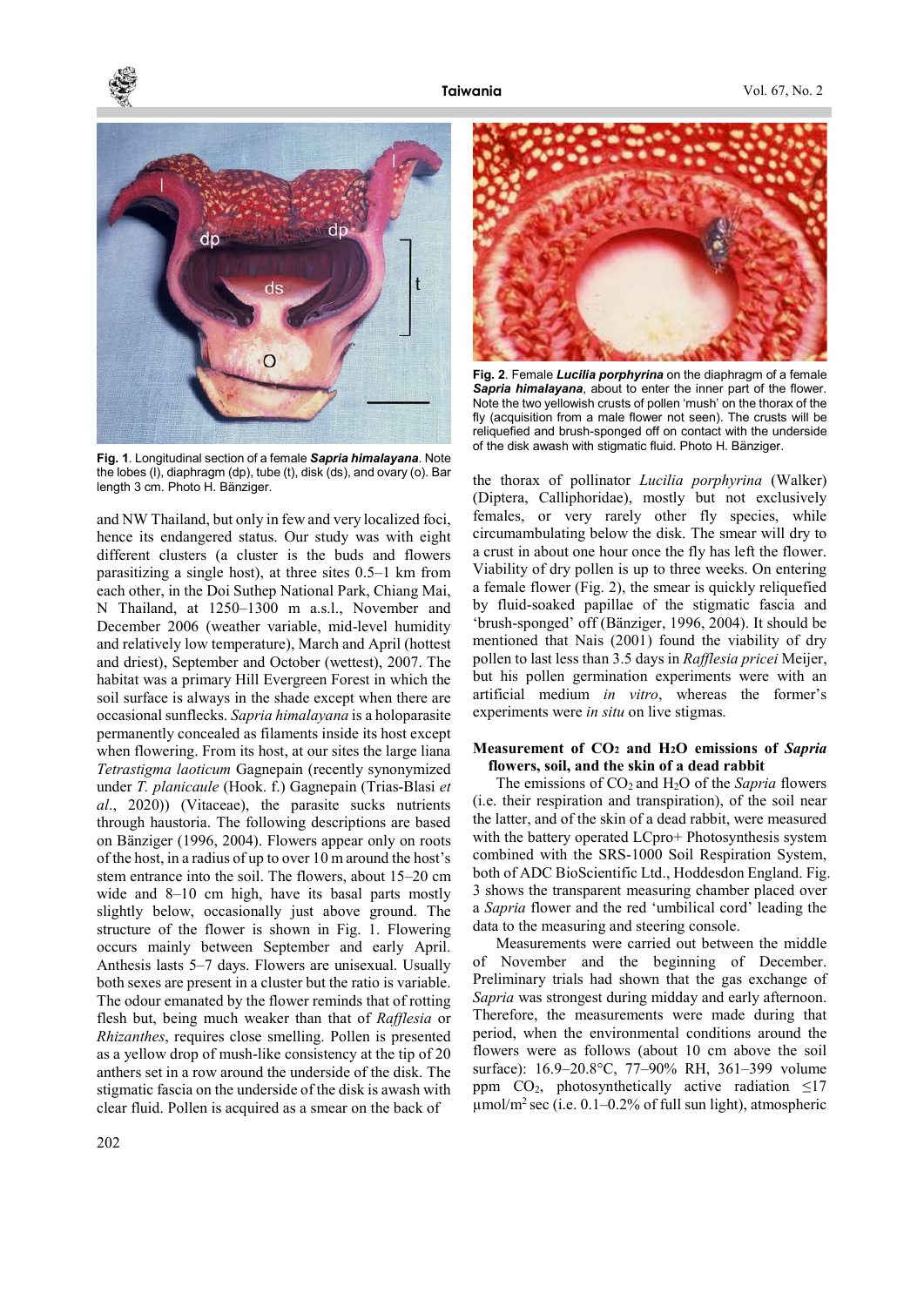**Fig. 1**. Longitudinal section of a female ***Sapria himalayana***. Note the lobes (l), diaphragm (dp), tube (t), disk (ds), and ovary (o). Bar length 3 cm. Photo H. Bänziger.

**Fig. 2**. Female ***Lucilia porphyrina*** on the diaphragm of a female ***Sapria himalayana***, about to enter the inner part of the flower. Note the two yellowish crusts of pollen 'mush' on the thorax of the fly (acquisition from a male flower not seen). The crusts will be reliquefied and brush-sponged off on contact with the underside of the disk awash with stigmatic fluid. Photo H. Bänziger.

and NW Thailand, but only in few and very localized foci, hence its endangered status. Our study was with eight different clusters (a cluster is the buds and flowers parasitizing a single host), at three sites 0.5–1 km from each other, in the Doi Suthep National Park, Chiang Mai, N Thailand, at 1250–1300 m a.s.l., November and December 2006 (weather variable, mid-level humidity and relatively low temperature), March and April (hottest and driest), September and October (wettest), 2007. The habitat was a primary Hill Evergreen Forest in which the soil surface is always in the shade except when there are occasional sunflecks. *Sapria himalayana* is a holoparasite permanently concealed as filaments inside its host except when flowering. From its host, at our sites the large liana *Tetrastigma laoticum* Gagnepain (recently synonymized under *T. planicaule* (Hook. f.) Gagnepain (Trias-Blasi *et al*., 2020)) (Vitaceae), the parasite sucks nutrients through haustoria. The following descriptions are based on Bänziger (1996, 2004). Flowers appear only on roots of the host, in a radius of up to over 10 m around the host's stem entrance into the soil. The flowers, about 15–20 cm wide and 8–10 cm high, have its basal parts mostly slightly below, occasionally just above ground. The structure of the flower is shown in Fig. 1. Flowering occurs mainly between September and early April. Anthesis lasts 5–7 days. Flowers are unisexual. Usually both sexes are present in a cluster but the ratio is variable. The odour emanated by the flower reminds that of rotting flesh but, being much weaker than that of *Rafflesia* or *Rhizanthes*, requires close smelling. Pollen is presented as a yellow drop of mush-like consistency at the tip of 20 anthers set in a row around the underside of the disk. The stigmatic fascia on the underside of the disk is awash with clear fluid. Pollen is acquired as a smear on the back of the thorax of pollinator *Lucilia porphyrina* (Walker) (Diptera, Calliphoridae), mostly but not exclusively females, or very rarely other fly species, while circumambulating below the disk. The smear will dry to a crust in about one hour once the fly has left the flower. Viability of dry pollen is up to three weeks. On entering a female flower (Fig. 2), the smear is quickly reliquefied by fluid-soaked papillae of the stigmatic fascia and 'brush-sponged' off (Bänziger, 1996, 2004). It should be mentioned that Nais (2001) found the viability of dry pollen to last less than 3.5 days in *Rafflesia pricei* Meijer, but his pollen germination experiments were with an artificial medium *in vitro*, whereas the former's experiments were *in situ* on live stigmas.

## Measurement of $CO_2$ and $H_2O$ emissions of *Sapria* flowers, soil, and the skin of a dead rabbit

The emissions of $CO_2$ and $H_2O$ of the *Sapria* flowers (i.e. their respiration and transpiration), of the soil near the latter, and of the skin of a dead rabbit, were measured with the battery operated LCpro+ Photosynthesis system combined with the SRS-1000 Soil Respiration System, both of ADC BioScientific Ltd., Hoddesdon England. Fig. 3 shows the transparent measuring chamber placed over a *Sapria* flower and the red 'umbilical cord' leading the data to the measuring and steering console.

Measurements were carried out between the middle of November and the beginning of December. Preliminary trials had shown that the gas exchange of *Sapria* was strongest during midday and early afternoon. Therefore, the measurements were made during that period, when the environmental conditions around the flowers were as follows (about 10 cm above the soil surface): 16.9–20.8°C, 77–90% RH, 361–399 volume ppm $CO_2$, photosynthetically active radiation $\leq 17$ µmol/m$^2$ sec (i.e. 0.1–0.2% of full sun light), atmospheric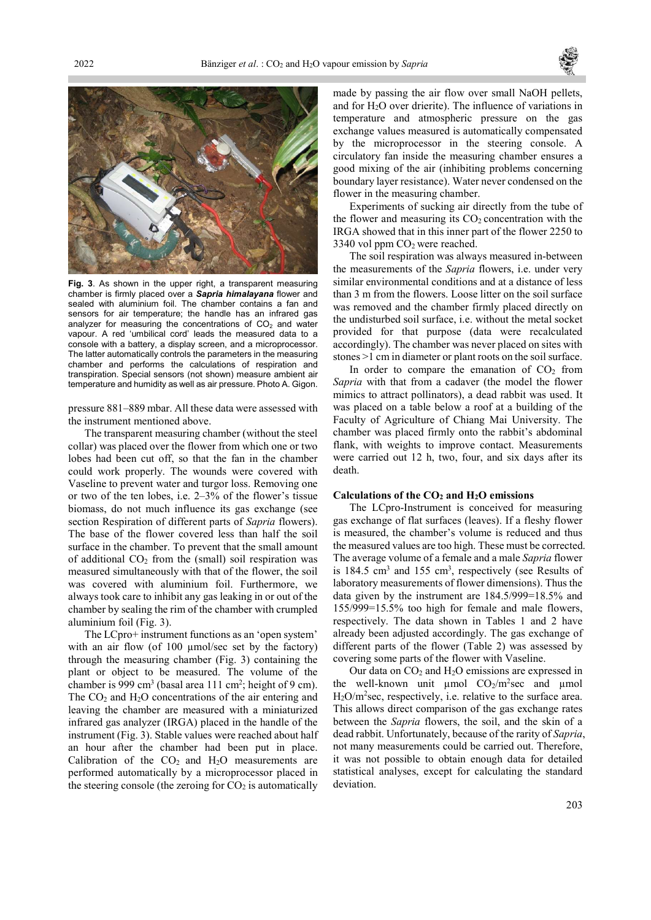**Fig. 3**. As shown in the upper right, a transparent measuring chamber is firmly placed over a ***Sapria himalayana*** flower and sealed with aluminium foil. The chamber contains a fan and sensors for air temperature; the handle has an infrared gas analyzer for measuring the concentrations of $CO_2$ and water vapour. A red 'umbilical cord' leads the measured data to a console with a battery, a display screen, and a microprocessor. The latter automatically controls the parameters in the measuring chamber and performs the calculations of respiration and transpiration. Special sensors (not shown) measure ambient air temperature and humidity as well as air pressure. Photo A. Gigon.

pressure 881–889 mbar. All these data were assessed with the instrument mentioned above.

The transparent measuring chamber (without the steel collar) was placed over the flower from which one or two lobes had been cut off, so that the fan in the chamber could work properly. The wounds were covered with Vaseline to prevent water and turgor loss. Removing one or two of the ten lobes, i.e. 2–3% of the flower's tissue biomass, do not much influence its gas exchange (see section Respiration of different parts of *Sapria* flowers). The base of the flower covered less than half the soil surface in the chamber. To prevent that the small amount of additional $CO_2$ from the (small) soil respiration was measured simultaneously with that of the flower, the soil was covered with aluminium foil. Furthermore, we always took care to inhibit any gas leaking in or out of the chamber by sealing the rim of the chamber with crumpled aluminium foil (Fig. 3).

The LCpro+ instrument functions as an 'open system' with an air flow (of 100 µmol/sec set by the factory) through the measuring chamber (Fig. 3) containing the plant or object to be measured. The volume of the chamber is 999 cm$^3$ (basal area 111 cm$^2$; height of 9 cm). The $CO_2$ and $H_2O$ concentrations of the air entering and leaving the chamber are measured with a miniaturized infrared gas analyzer (IRGA) placed in the handle of the instrument (Fig. 3). Stable values were reached about half an hour after the chamber had been put in place. Calibration of the $CO_2$ and $H_2O$ measurements are performed automatically by a microprocessor placed in the steering console (the zeroing for $CO_2$ is automatically made by passing the air flow over small NaOH pellets, and for $H_2O$ over drierite). The influence of variations in temperature and atmospheric pressure on the gas exchange values measured is automatically compensated by the microprocessor in the steering console. A circulatory fan inside the measuring chamber ensures a good mixing of the air (inhibiting problems concerning boundary layer resistance). Water never condensed on the flower in the measuring chamber.

Experiments of sucking air directly from the tube of the flower and measuring its $CO_2$ concentration with the IRGA showed that in this inner part of the flower 2250 to 3340 vol ppm $CO_2$ were reached.

The soil respiration was always measured in-between the measurements of the *Sapria* flowers, i.e. under very similar environmental conditions and at a distance of less than 3 m from the flowers. Loose litter on the soil surface was removed and the chamber firmly placed directly on the undisturbed soil surface, i.e. without the metal socket provided for that purpose (data were recalculated accordingly). The chamber was never placed on sites with stones >1 cm in diameter or plant roots on the soil surface.

In order to compare the emanation of $CO_2$ from *Sapria* with that from a cadaver (the model the flower mimics to attract pollinators), a dead rabbit was used. It was placed on a table below a roof at a building of the Faculty of Agriculture of Chiang Mai University. The chamber was placed firmly onto the rabbit's abdominal flank, with weights to improve contact. Measurements were carried out 12 h, two, four, and six days after its death.

### Calculations of the $CO_2$ and $H_2O$ emissions

The LCpro-Instrument is conceived for measuring gas exchange of flat surfaces (leaves). If a fleshy flower is measured, the chamber's volume is reduced and thus the measured values are too high. These must be corrected. The average volume of a female and a male *Sapria* flower is 184.5 cm$^3$ and 155 cm$^3$, respectively (see Results of laboratory measurements of flower dimensions). Thus the data given by the instrument are 184.5/999=18.5% and 155/999=15.5% too high for female and male flowers, respectively. The data shown in Tables 1 and 2 have already been adjusted accordingly. The gas exchange of different parts of the flower (Table 2) was assessed by covering some parts of the flower with Vaseline.

Our data on $CO_2$ and $H_2O$ emissions are expressed in the well-known unit µmol $CO_2$/m$^2$sec and µmol $H_2O$/m$^2$sec, respectively, i.e. relative to the surface area. This allows direct comparison of the gas exchange rates between the *Sapria* flowers, the soil, and the skin of a dead rabbit. Unfortunately, because of the rarity of *Sapria*, not many measurements could be carried out. Therefore, it was not possible to obtain enough data for detailed statistical analyses, except for calculating the standard deviation.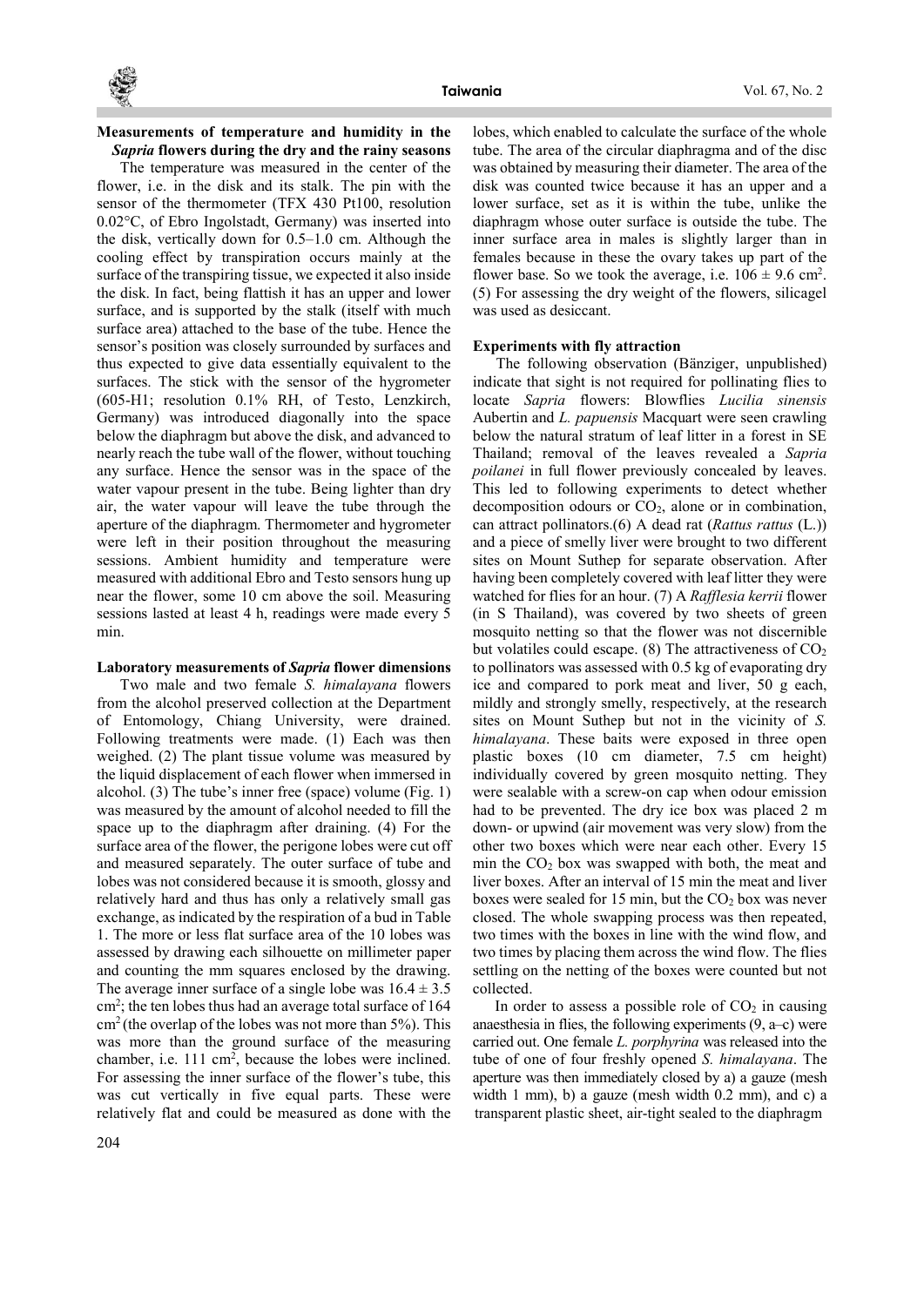### Measurements of temperature and humidity in the *Sapria* flowers during the dry and the rainy seasons

The temperature was measured in the center of the flower, i.e. in the disk and its stalk. The pin with the sensor of the thermometer (TFX 430 Pt100, resolution 0.02°C, of Ebro Ingolstadt, Germany) was inserted into the disk, vertically down for 0.5–1.0 cm. Although the cooling effect by transpiration occurs mainly at the surface of the transpiring tissue, we expected it also inside the disk. In fact, being flattish it has an upper and lower surface, and is supported by the stalk (itself with much surface area) attached to the base of the tube. Hence the sensor's position was closely surrounded by surfaces and thus expected to give data essentially equivalent to the surfaces. The stick with the sensor of the hygrometer (605-H1; resolution 0.1% RH, of Testo, Lenzkirch, Germany) was introduced diagonally into the space below the diaphragm but above the disk, and advanced to nearly reach the tube wall of the flower, without touching any surface. Hence the sensor was in the space of the water vapour present in the tube. Being lighter than dry air, the water vapour will leave the tube through the aperture of the diaphragm. Thermometer and hygrometer were left in their position throughout the measuring sessions. Ambient humidity and temperature were measured with additional Ebro and Testo sensors hung up near the flower, some 10 cm above the soil. Measuring sessions lasted at least 4 h, readings were made every 5 min.

### Laboratory measurements of *Sapria* flower dimensions

Two male and two female *S. himalayana* flowers from the alcohol preserved collection at the Department of Entomology, Chiang University, were drained. Following treatments were made. (1) Each was then weighed. (2) The plant tissue volume was measured by the liquid displacement of each flower when immersed in alcohol. (3) The tube's inner free (space) volume (Fig. 1) was measured by the amount of alcohol needed to fill the space up to the diaphragm after draining. (4) For the surface area of the flower, the perigone lobes were cut off and measured separately. The outer surface of tube and lobes was not considered because it is smooth, glossy and relatively hard and thus has only a relatively small gas exchange, as indicated by the respiration of a bud in Table 1. The more or less flat surface area of the 10 lobes was assessed by drawing each silhouette on millimeter paper and counting the mm squares enclosed by the drawing. The average inner surface of a single lobe was $16.4 \pm 3.5$ cm$^2$; the ten lobes thus had an average total surface of 164 cm$^2$ (the overlap of the lobes was not more than 5%). This was more than the ground surface of the measuring chamber, i.e. 111 cm$^2$, because the lobes were inclined. For assessing the inner surface of the flower's tube, this was cut vertically in five equal parts. These were relatively flat and could be measured as done with the lobes, which enabled to calculate the surface of the whole tube. The area of the circular diaphragma and of the disc was obtained by measuring their diameter. The area of the disk was counted twice because it has an upper and a lower surface, set as it is within the tube, unlike the diaphragm whose outer surface is outside the tube. The inner surface area in males is slightly larger than in females because in these the ovary takes up part of the flower base. So we took the average, i.e. $106 \pm 9.6$ cm$^2$. (5) For assessing the dry weight of the flowers, silicagel was used as desiccant.

### Experiments with fly attraction

The following observation (Bänziger, unpublished) indicate that sight is not required for pollinating flies to locate *Sapria* flowers: Blowflies *Lucilia sinensis* Aubertin and *L. papuensis* Macquart were seen crawling below the natural stratum of leaf litter in a forest in SE Thailand; removal of the leaves revealed a *Sapria poilanei* in full flower previously concealed by leaves. This led to following experiments to detect whether decomposition odours or $CO_2$, alone or in combination, can attract pollinators.(6) A dead rat (*Rattus rattus* (L.)) and a piece of smelly liver were brought to two different sites on Mount Suthep for separate observation. After having been completely covered with leaf litter they were watched for flies for an hour. (7) A *Rafflesia kerrii* flower (in S Thailand), was covered by two sheets of green mosquito netting so that the flower was not discernible but volatiles could escape. (8) The attractiveness of $CO_2$ to pollinators was assessed with 0.5 kg of evaporating dry ice and compared to pork meat and liver, 50 g each, mildly and strongly smelly, respectively, at the research sites on Mount Suthep but not in the vicinity of *S. himalayana*. These baits were exposed in three open plastic boxes (10 cm diameter, 7.5 cm height) individually covered by green mosquito netting. They were sealable with a screw-on cap when odour emission had to be prevented. The dry ice box was placed 2 m down- or upwind (air movement was very slow) from the other two boxes which were near each other. Every 15 min the $CO_2$ box was swapped with both, the meat and liver boxes. After an interval of 15 min the meat and liver boxes were sealed for 15 min, but the $CO_2$ box was never closed. The whole swapping process was then repeated, two times with the boxes in line with the wind flow, and two times by placing them across the wind flow. The flies settling on the netting of the boxes were counted but not collected.

In order to assess a possible role of $CO_2$ in causing anaesthesia in flies, the following experiments (9, a–c) were carried out. One female *L. porphyrina* was released into the tube of one of four freshly opened *S. himalayana*. The aperture was then immediately closed by a) a gauze (mesh width 1 mm), b) a gauze (mesh width 0.2 mm), and c) a transparent plastic sheet, air-tight sealed to the diaphragm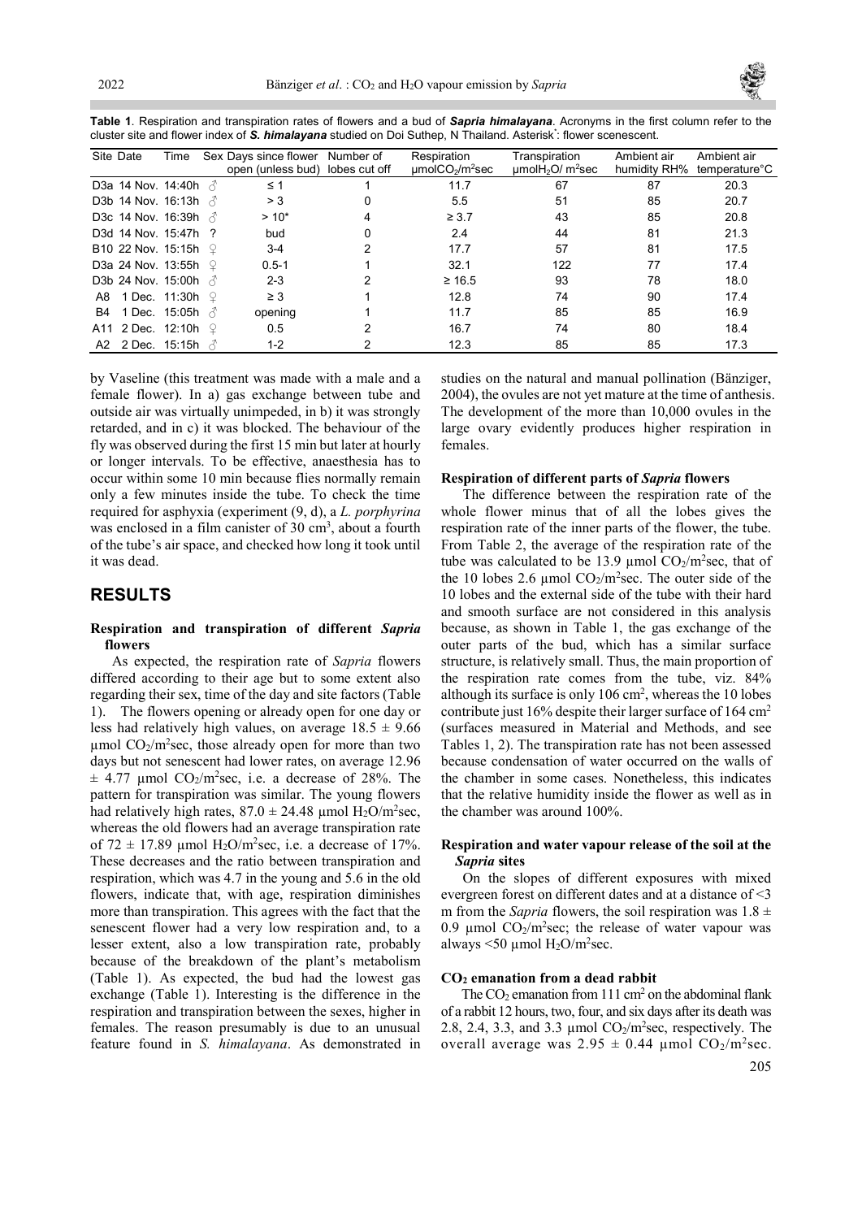**Table 1**. Respiration and transpiration rates of flowers and a bud of ***Sapria himalayana***. Acronyms in the first column refer to the cluster site and flower index of ***S. himalayana*** studied on Doi Suthep, N Thailand. Asterisk*: flower scenescent.

| Site | Date | Time | Sex | Days since flower open (unless bud) | Number of lobes cut off | Respiration µmol$CO_2$/m$^2$sec | Transpiration µmol$H_2O$/ m$^2$sec | Ambient air humidity RH% | Ambient air temperature°C |
|---|---|---|---|---|---|---|---|---|---|
| D3a | 14 Nov. | 14:40h | ♂ | ≤ 1 | 1 | 11.7 | 67 | 87 | 20.3 |
| D3b | 14 Nov. | 16:13h | ♂ | > 3 | 0 | 5.5 | 51 | 85 | 20.7 |
| D3c | 14 Nov. | 16:39h | ♂ | > 10* | 4 | ≥ 3.7 | 43 | 85 | 20.8 |
| D3d | 14 Nov. | 15:47h | ? | bud | 0 | 2.4 | 44 | 81 | 21.3 |
| B10 | 22 Nov. | 15:15h | ♀ | 3-4 | 2 | 17.7 | 57 | 81 | 17.5 |
| D3a | 24 Nov. | 13:55h | ♀ | 0.5-1 | 1 | 32.1 | 122 | 77 | 17.4 |
| D3b | 24 Nov. | 15:00h | ♂ | 2-3 | 2 | ≥ 16.5 | 93 | 78 | 18.0 |
| A8 | 1 Dec. | 11:30h | ♀ | ≥ 3 | 1 | 12.8 | 74 | 90 | 17.4 |
| B4 | 1 Dec. | 15:05h | ♂ | opening | 1 | 11.7 | 85 | 85 | 16.9 |
| A11 | 2 Dec. | 12:10h | ♀ | 0.5 | 2 | 16.7 | 74 | 80 | 18.4 |
| A2 | 2 Dec. | 15:15h | ♂ | 1-2 | 2 | 12.3 | 85 | 85 | 17.3 |

by Vaseline (this treatment was made with a male and a female flower). In a) gas exchange between tube and outside air was virtually unimpeded, in b) it was strongly retarded, and in c) it was blocked. The behaviour of the fly was observed during the first 15 min but later at hourly or longer intervals. To be effective, anaesthesia has to occur within some 10 min because flies normally remain only a few minutes inside the tube. To check the time required for asphyxia (experiment (9, d), a *L. porphyrina* was enclosed in a film canister of 30 cm$^3$, about a fourth of the tube's air space, and checked how long it took until it was dead.

## RESULTS

### Respiration and transpiration of different *Sapria* flowers

As expected, the respiration rate of *Sapria* flowers differed according to their age but to some extent also regarding their sex, time of the day and site factors (Table 1). The flowers opening or already open for one day or less had relatively high values, on average 18.5 ± 9.66 µmol $CO_2$/m$^2$sec, those already open for more than two days but not senescent had lower rates, on average 12.96 ± 4.77 µmol $CO_2$/m$^2$sec, i.e. a decrease of 28%. The pattern for transpiration was similar. The young flowers had relatively high rates, 87.0 ± 24.48 µmol $H_2O$/m$^2$sec, whereas the old flowers had an average transpiration rate of 72 ± 17.89 µmol $H_2O$/m$^2$sec, i.e. a decrease of 17%. These decreases and the ratio between transpiration and respiration, which was 4.7 in the young and 5.6 in the old flowers, indicate that, with age, respiration diminishes more than transpiration. This agrees with the fact that the senescent flower had a very low respiration and, to a lesser extent, also a low transpiration rate, probably because of the breakdown of the plant's metabolism (Table 1). As expected, the bud had the lowest gas exchange (Table 1). Interesting is the difference in the respiration and transpiration between the sexes, higher in females. The reason presumably is due to an unusual feature found in *S. himalayana*. As demonstrated in studies on the natural and manual pollination (Bänziger, 2004), the ovules are not yet mature at the time of anthesis. The development of the more than 10,000 ovules in the large ovary evidently produces higher respiration in females.

### Respiration of different parts of *Sapria* flowers

The difference between the respiration rate of the whole flower minus that of all the lobes gives the respiration rate of the inner parts of the flower, the tube. From Table 2, the average of the respiration rate of the tube was calculated to be 13.9 µmol $CO_2$/m$^2$sec, that of the 10 lobes 2.6 µmol $CO_2$/m$^2$sec. The outer side of the 10 lobes and the external side of the tube with their hard and smooth surface are not considered in this analysis because, as shown in Table 1, the gas exchange of the outer parts of the bud, which has a similar surface structure, is relatively small. Thus, the main proportion of the respiration rate comes from the tube, viz. 84% although its surface is only 106 cm$^2$, whereas the 10 lobes contribute just 16% despite their larger surface of 164 cm$^2$ (surfaces measured in Material and Methods, and see Tables 1, 2). The transpiration rate has not been assessed because condensation of water occurred on the walls of the chamber in some cases. Nonetheless, this indicates that the relative humidity inside the flower as well as in the chamber was around 100%.

### Respiration and water vapour release of the soil at the *Sapria* sites

On the slopes of different exposures with mixed evergreen forest on different dates and at a distance of <3 m from the *Sapria* flowers, the soil respiration was 1.8 ± 0.9 µmol $CO_2$/m$^2$sec; the release of water vapour was always <50 µmol $H_2O$/m$^2$sec.

### $CO_2$ emanation from a dead rabbit

The $CO_2$ emanation from 111 cm$^2$ on the abdominal flank of a rabbit 12 hours, two, four, and six days after its death was 2.8, 2.4, 3.3, and 3.3 µmol $CO_2$/m$^2$sec, respectively. The overall average was 2.95 ± 0.44 µmol $CO_2$/m$^2$sec.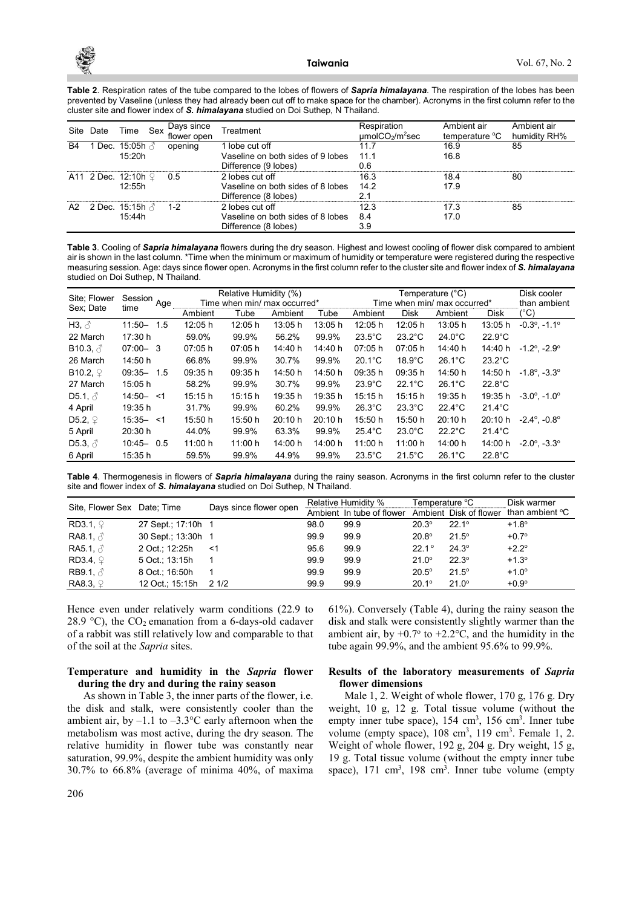**Table 2**. Respiration rates of the tube compared to the lobes of flowers of ***Sapria himalayana***. The respiration of the lobes has been prevented by Vaseline (unless they had already been cut off to make space for the chamber). Acronyms in the first column refer to the cluster site and flower index of ***S. himalayana*** studied on Doi Suthep, N Thailand.

| Site | Date | Time | Sex | Days since flower open | Treatment | Respiration μmolCO$_2$/m$^2$sec | Ambient air temperature °C | Ambient air humidity RH% |
|---|---|---|---|---|---|---|---|---|
| B4 | 1 Dec. | 15:05h | ♂ | opening | 1 lobe cut off | 11.7 | 16.9 | 85 |
| | | 15:20h | | | Vaseline on both sides of 9 lobes | 11.1 | 16.8 | |
| | | | | | Difference (9 lobes) | 0.6 | | |
| A11 | 2 Dec. | 12:10h | ♀ | 0.5 | 2 lobes cut off | 16.3 | 18.4 | 80 |
| | | 12:55h | | | Vaseline on both sides of 8 lobes | 14.2 | 17.9 | |
| | | | | | Difference (8 lobes) | 2.1 | | |
| A2 | 2 Dec. | 15:15h | ♂ | 1-2 | 2 lobes cut off | 12.3 | 17.3 | 85 |
| | | 15:44h | | | Vaseline on both sides of 8 lobes | 8.4 | 17.0 | |
| | | | | | Difference (8 lobes) | 3.9 | | |

**Table 3**. Cooling of ***Sapria himalayana*** flowers during the dry season. Highest and lowest cooling of flower disk compared to ambient air is shown in the last column. *Time when the minimum or maximum of humidity or temperature were registered during the respective measuring session. Age: days since flower open. Acronyms in the first column refer to the cluster site and flower index of ***S. himalayana*** studied on Doi Suthep, N Thailand.

| Site; Flower Sex; Date | Session time | Age | Relative Humidity (%) Time when min/ max occurred* | | | | Temperature (°C) Time when min/ max occurred* | | | | Disk cooler than ambient |
|---|---|---|---|---|---|---|---|---|---|---|---|
| | | | Ambient | Tube | Ambient | Tube | Ambient | Disk | Ambient | Disk | (°C) |
| H3, ♂ | 11:50– | 1.5 | 12:05 h | 12:05 h | 13:05 h | 13:05 h | 12:05 h | 12:05 h | 13:05 h | 13:05 h | -0.3°, -1.1° |
| 22 March | 17:30 h | | 59.0% | 99.9% | 56.2% | 99.9% | 23.5°C | 23.2°C | 24.0°C | 22.9°C | |
| B10.3, ♂ | 07:00– | 3 | 07:05 h | 07:05 h | 14:40 h | 14:40 h | 07:05 h | 07:05 h | 14:40 h | 14:40 h | -1.2°, -2.9° |
| 26 March | 14:50 h | | 66.8% | 99.9% | 30.7% | 99.9% | 20.1°C | 18.9°C | 26.1°C | 23.2°C | |
| B10.2, ♀ | 09:35– | 1.5 | 09:35 h | 09:35 h | 14:50 h | 14:50 h | 09:35 h | 09:35 h | 14:50 h | 14:50 h | -1.8°, -3.3° |
| 27 March | 15:05 h | | 58.2% | 99.9% | 30.7% | 99.9% | 23.9°C | 22.1°C | 26.1°C | 22.8°C | |
| D5.1, ♂ | 14:50– | <1 | 15:15 h | 15:15 h | 19:35 h | 19:35 h | 15:15 h | 15:15 h | 19:35 h | 19:35 h | -3.0°, -1.0° |
| 4 April | 19:35 h | | 31.7% | 99.9% | 60.2% | 99.9% | 26.3°C | 23.3°C | 22.4°C | 21.4°C | |
| D5.2, ♀ | 15:35– | <1 | 15:50 h | 15:50 h | 20:10 h | 20:10 h | 15:50 h | 15:50 h | 20:10 h | 20:10 h | -2.4°, -0.8° |
| 5 April | 20:30 h | | 44.0% | 99.9% | 63.3% | 99.9% | 25.4°C | 23.0°C | 22.2°C | 21.4°C | |
| D5.3, ♂ | 10:45– | 0.5 | 11:00 h | 11:00 h | 14:00 h | 14:00 h | 11:00 h | 11:00 h | 14:00 h | 14:00 h | -2.0°, -3.3° |
| 6 April | 15:35 h | | 59.5% | 99.9% | 44.9% | 99.9% | 23.5°C | 21.5°C | 26.1°C | 22.8°C | |

**Table 4**. Thermogenesis in flowers of ***Sapria himalayana*** during the rainy season. Acronyms in the first column refer to the cluster site and flower index of ***S. himalayana*** studied on Doi Suthep, N Thailand.

| Site, Flower Sex | Date; Time | Days since flower open | Relative Humidity % | | Temperature °C | | Disk warmer |
|---|---|---|---|---|---|---|---|
| | | | Ambient | In tube of flower | Ambient | Disk of flower | than ambient °C |
| RD3.1, ♀ | 27 Sept.; 17:10h | 1 | 98.0 | 99.9 | 20.3° | 22.1° | +1.8° |
| RA8.1, ♂ | 30 Sept.; 13:30h | 1 | 99.9 | 99.9 | 20.8° | 21.5° | +0.7° |
| RA5.1, ♂ | 2 Oct.; 12:25h | <1 | 95.6 | 99.9 | 22.1° | 24.3° | +2.2° |
| RD3.4, ♀ | 5 Oct.; 13:15h | 1 | 99.9 | 99.9 | 21.0° | 22.3° | +1.3° |
| RB9.1, ♂ | 8 Oct.; 16:50h | 1 | 99.9 | 99.9 | 20.5° | 21.5° | +1.0° |
| RA8.3, ♀ | 12 Oct.; 15:15h | 2 1/2 | 99.9 | 99.9 | 20.1° | 21.0° | +0.9° |

Hence even under relatively warm conditions (22.9 to 28.9 °C), the $CO_2$ emanation from a 6-days-old cadaver of a rabbit was still relatively low and comparable to that of the soil at the *Sapria* sites.

### Temperature and humidity in the *Sapria* flower during the dry and during the rainy season

As shown in Table 3, the inner parts of the flower, i.e. the disk and stalk, were consistently cooler than the ambient air, by –1.1 to –3.3°C early afternoon when the metabolism was most active, during the dry season. The relative humidity in flower tube was constantly near saturation, 99.9%, despite the ambient humidity was only 30.7% to 66.8% (average of minima 40%, of maxima 61%). Conversely (Table 4), during the rainy season the disk and stalk were consistently slightly warmer than the ambient air, by +0.7° to +2.2°C, and the humidity in the tube again 99.9%, and the ambient 95.6% to 99.9%.

### Results of the laboratory measurements of *Sapria* flower dimensions

Male 1, 2. Weight of whole flower, 170 g, 176 g. Dry weight, 10 g, 12 g. Total tissue volume (without the empty inner tube space), 154 cm$^3$, 156 cm$^3$. Inner tube volume (empty space), 108 cm$^3$, 119 cm$^3$. Female 1, 2. Weight of whole flower, 192 g, 204 g. Dry weight, 15 g, 19 g. Total tissue volume (without the empty inner tube space), 171 cm$^3$, 198 cm$^3$. Inner tube volume (empty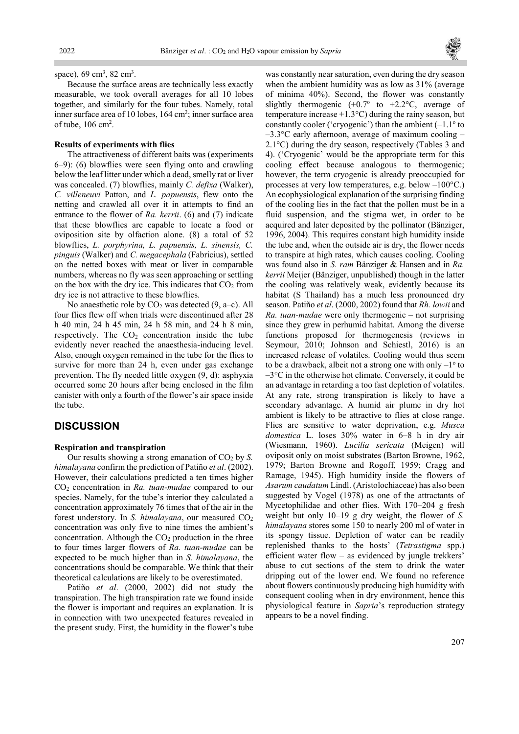space), 69 cm³, 82 cm³.

Because the surface areas are technically less exactly measurable, we took overall averages for all 10 lobes together, and similarly for the four tubes. Namely, total inner surface area of 10 lobes, 164 cm²; inner surface area of tube, 106 cm².

**Results of experiments with flies**

The attractiveness of different baits was (experiments 6–9): (6) blowflies were seen flying onto and crawling below the leaf litter under which a dead, smelly rat or liver was concealed. (7) blowflies, mainly *C. defixa* (Walker), *C. villeneuvi* Patton, and *L. papuensis*, flew onto the netting and crawled all over it in attempts to find an entrance to the flower of *Ra. kerrii*. (6) and (7) indicate that these blowflies are capable to locate a food or oviposition site by olfaction alone. (8) a total of 52 blowflies, *L. porphyrina, L. papuensis, L. sinensis, C. pinguis* (Walker) and *C. megacephala* (Fabricius), settled on the netted boxes with meat or liver in comparable numbers, whereas no fly was seen approaching or settling on the box with the dry ice. This indicates that $CO_2$ from dry ice is not attractive to these blowflies.

No anaesthetic role by $CO_2$ was detected (9, a–c). All four flies flew off when trials were discontinued after 28 h 40 min, 24 h 45 min, 24 h 58 min, and 24 h 8 min, respectively. The $CO_2$ concentration inside the tube evidently never reached the anaesthesia-inducing level. Also, enough oxygen remained in the tube for the flies to survive for more than 24 h, even under gas exchange prevention. The fly needed little oxygen (9, d): asphyxia occurred some 20 hours after being enclosed in the film canister with only a fourth of the flower's air space inside the tube.

## DISCUSSION

**Respiration and transpiration**

Our results showing a strong emanation of $CO_2$ by *S. himalayana* confirm the prediction of Patiño *et al*. (2002). However, their calculations predicted a ten times higher $CO_2$ concentration in *Ra. tuan-mudae* compared to our species. Namely, for the tube's interior they calculated a concentration approximately 76 times that of the air in the forest understory. In *S. himalayana*, our measured $CO_2$ concentration was only five to nine times the ambient's concentration. Although the $CO_2$ production in the three to four times larger flowers of *Ra. tuan-mudae* can be expected to be much higher than in *S. himalayana*, the concentrations should be comparable. We think that their theoretical calculations are likely to be overestimated.

Patiño *et al*. (2000, 2002) did not study the transpiration. The high transpiration rate we found inside the flower is important and requires an explanation. It is in connection with two unexpected features revealed in the present study. First, the humidity in the flower's tube was constantly near saturation, even during the dry season when the ambient humidity was as low as 31% (average of minima 40%). Second, the flower was constantly slightly thermogenic (+0.7° to +2.2°C, average of temperature increase +1.3°C) during the rainy season, but constantly cooler ('cryogenic') than the ambient (–1.1° to –3.3°C early afternoon, average of maximum cooling –2.1°C) during the dry season, respectively (Tables 3 and 4). ('Cryogenic' would be the appropriate term for this cooling effect because analogous to thermogenic; however, the term cryogenic is already preoccupied for processes at very low temperatures, e.g. below –100°C.) An ecophysiological explanation of the surprising finding of the cooling lies in the fact that the pollen must be in a fluid suspension, and the stigma wet, in order to be acquired and later deposited by the pollinator (Bänziger, 1996, 2004). This requires constant high humidity inside the tube and, when the outside air is dry, the flower needs to transpire at high rates, which causes cooling. Cooling was found also in *S. ram* Bänziger & Hansen and in *Ra. kerrii* Meijer (Bänziger, unpublished) though in the latter the cooling was relatively weak, evidently because its habitat (S Thailand) has a much less pronounced dry season. Patiño *et al*. (2000, 2002) found that *Rh. lowii* and *Ra. tuan-mudae* were only thermogenic – not surprising since they grew in perhumid habitat. Among the diverse functions proposed for thermogenesis (reviews in Seymour, 2010; Johnson and Schiestl, 2016) is an increased release of volatiles. Cooling would thus seem to be a drawback, albeit not a strong one with only –1° to –3°C in the otherwise hot climate. Conversely, it could be an advantage in retarding a too fast depletion of volatiles. At any rate, strong transpiration is likely to have a secondary advantage. A humid air plume in dry hot ambient is likely to be attractive to flies at close range. Flies are sensitive to water deprivation, e.g. *Musca domestica* L. loses 30% water in 6–8 h in dry air (Wiesmann, 1960). *Lucilia sericata* (Meigen) will oviposit only on moist substrates (Barton Browne, 1962, 1979; Barton Browne and Rogoff, 1959; Cragg and Ramage, 1945). High humidity inside the flowers of *Asarum caudatum* Lindl. (Aristolochiaceae) has also been suggested by Vogel (1978) as one of the attractants of Mycetophilidae and other flies. With 170–204 g fresh weight but only 10–19 g dry weight, the flower of *S. himalayana* stores some 150 to nearly 200 ml of water in its spongy tissue. Depletion of water can be readily replenished thanks to the hosts' (*Tetrastigma* spp.) efficient water flow – as evidenced by jungle trekkers' abuse to cut sections of the stem to drink the water dripping out of the lower end. We found no reference about flowers continuously producing high humidity with consequent cooling when in dry environment, hence this physiological feature in *Sapria*'s reproduction strategy appears to be a novel finding.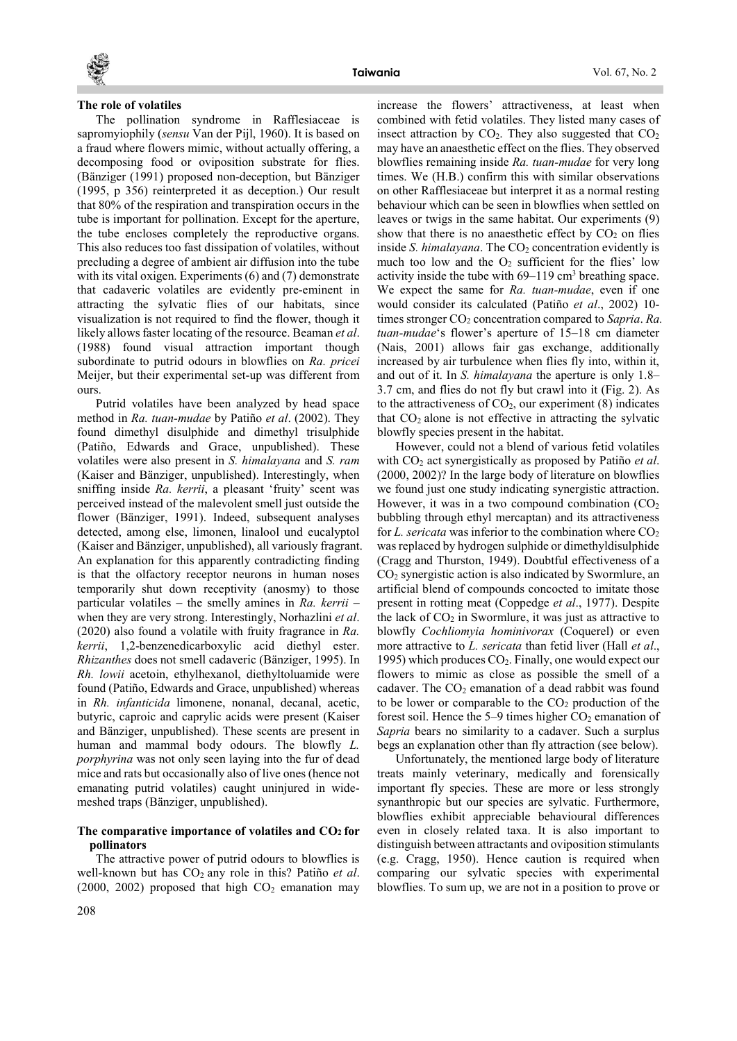### The role of volatiles

The pollination syndrome in Rafflesiaceae is sapromyiophily (*sensu* Van der Pijl, 1960). It is based on a fraud where flowers mimic, without actually offering, a decomposing food or oviposition substrate for flies. (Bänziger (1991) proposed non-deception, but Bänziger (1995, p 356) reinterpreted it as deception.) Our result that 80% of the respiration and transpiration occurs in the tube is important for pollination. Except for the aperture, the tube encloses completely the reproductive organs. This also reduces too fast dissipation of volatiles, without precluding a degree of ambient air diffusion into the tube with its vital oxigen. Experiments (6) and (7) demonstrate that cadaveric volatiles are evidently pre-eminent in attracting the sylvatic flies of our habitats, since visualization is not required to find the flower, though it likely allows faster locating of the resource. Beaman *et al*. (1988) found visual attraction important though subordinate to putrid odours in blowflies on *Ra. pricei* Meijer, but their experimental set-up was different from ours.

Putrid volatiles have been analyzed by head space method in *Ra. tuan-mudae* by Patiño *et al*. (2002). They found dimethyl disulphide and dimethyl trisulphide (Patiño, Edwards and Grace, unpublished). These volatiles were also present in *S. himalayana* and *S. ram* (Kaiser and Bänziger, unpublished). Interestingly, when sniffing inside *Ra. kerrii*, a pleasant 'fruity' scent was perceived instead of the malevolent smell just outside the flower (Bänziger, 1991). Indeed, subsequent analyses detected, among else, limonen, linalool und eucalyptol (Kaiser and Bänziger, unpublished), all variously fragrant. An explanation for this apparently contradicting finding is that the olfactory receptor neurons in human noses temporarily shut down receptivity (anosmy) to those particular volatiles – the smelly amines in *Ra. kerrii* – when they are very strong. Interestingly, Norhazlini *et al*. (2020) also found a volatile with fruity fragrance in *Ra. kerrii*, 1,2-benzenedicarboxylic acid diethyl ester. *Rhizanthes* does not smell cadaveric (Bänziger, 1995). In *Rh. lowii* acetoin, ethylhexanol, diethyltoluamide were found (Patiño, Edwards and Grace, unpublished) whereas in *Rh. infanticida* limonene, nonanal, decanal, acetic, butyric, caproic and caprylic acids were present (Kaiser and Bänziger, unpublished). These scents are present in human and mammal body odours. The blowfly *L. porphyrina* was not only seen laying into the fur of dead mice and rats but occasionally also of live ones (hence not emanating putrid volatiles) caught uninjured in wide-meshed traps (Bänziger, unpublished).

### The comparative importance of volatiles and $CO_2$ for pollinators

The attractive power of putrid odours to blowflies is well-known but has $CO_2$ any role in this? Patiño *et al*. (2000, 2002) proposed that high $CO_2$ emanation may increase the flowers' attractiveness, at least when combined with fetid volatiles. They listed many cases of insect attraction by $CO_2$. They also suggested that $CO_2$ may have an anaesthetic effect on the flies. They observed blowflies remaining inside *Ra. tuan-mudae* for very long times. We (H.B.) confirm this with similar observations on other Rafflesiaceae but interpret it as a normal resting behaviour which can be seen in blowflies when settled on leaves or twigs in the same habitat. Our experiments (9) show that there is no anaesthetic effect by $CO_2$ on flies inside *S. himalayana*. The $CO_2$ concentration evidently is much too low and the $O_2$ sufficient for the flies' low activity inside the tube with 69–119 $cm^3$ breathing space. We expect the same for *Ra. tuan-mudae*, even if one would consider its calculated (Patiño *et al*., 2002) 10-times stronger $CO_2$ concentration compared to *Sapria*. *Ra. tuan-mudae*'s flower's aperture of 15–18 cm diameter (Nais, 2001) allows fair gas exchange, additionally increased by air turbulence when flies fly into, within it, and out of it. In *S. himalayana* the aperture is only 1.8–3.7 cm, and flies do not fly but crawl into it (Fig. 2). As to the attractiveness of $CO_2$, our experiment (8) indicates that $CO_2$ alone is not effective in attracting the sylvatic blowfly species present in the habitat.

However, could not a blend of various fetid volatiles with $CO_2$ act synergistically as proposed by Patiño *et al*. (2000, 2002)? In the large body of literature on blowflies we found just one study indicating synergistic attraction. However, it was in a two compound combination ($CO_2$ bubbling through ethyl mercaptan) and its attractiveness for *L. sericata* was inferior to the combination where $CO_2$ was replaced by hydrogen sulphide or dimethyldisulphide (Cragg and Thurston, 1949). Doubtful effectiveness of a $CO_2$ synergistic action is also indicated by Swormlure, an artificial blend of compounds concocted to imitate those present in rotting meat (Coppedge *et al*., 1977). Despite the lack of $CO_2$ in Swormlure, it was just as attractive to blowfly *Cochliomyia hominivorax* (Coquerel) or even more attractive to *L. sericata* than fetid liver (Hall *et al*., 1995) which produces $CO_2$. Finally, one would expect our flowers to mimic as close as possible the smell of a cadaver. The $CO_2$ emanation of a dead rabbit was found to be lower or comparable to the $CO_2$ production of the forest soil. Hence the 5–9 times higher $CO_2$ emanation of *Sapria* bears no similarity to a cadaver. Such a surplus begs an explanation other than fly attraction (see below).

Unfortunately, the mentioned large body of literature treats mainly veterinary, medically and forensically important fly species. These are more or less strongly synanthropic but our species are sylvatic. Furthermore, blowflies exhibit appreciable behavioural differences even in closely related taxa. It is also important to distinguish between attractants and oviposition stimulants (e.g. Cragg, 1950). Hence caution is required when comparing our sylvatic species with experimental blowflies. To sum up, we are not in a position to prove or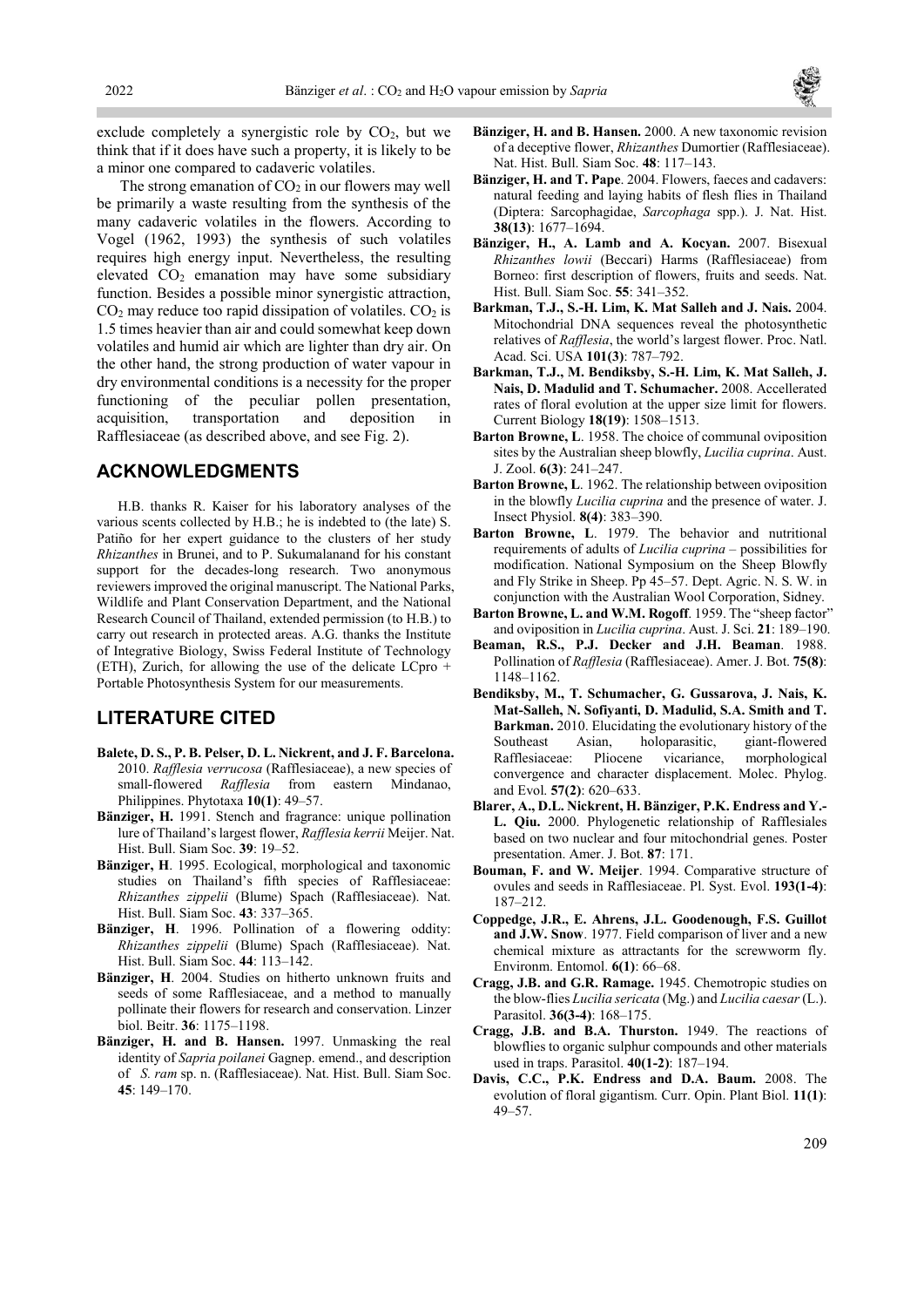exclude completely a synergistic role by $CO_2$, but we think that if it does have such a property, it is likely to be a minor one compared to cadaveric volatiles.

The strong emanation of $CO_2$ in our flowers may well be primarily a waste resulting from the synthesis of the many cadaveric volatiles in the flowers. According to Vogel (1962, 1993) the synthesis of such volatiles requires high energy input. Nevertheless, the resulting elevated $CO_2$ emanation may have some subsidiary function. Besides a possible minor synergistic attraction, $CO_2$ may reduce too rapid dissipation of volatiles. $CO_2$ is 1.5 times heavier than air and could somewhat keep down volatiles and humid air which are lighter than dry air. On the other hand, the strong production of water vapour in dry environmental conditions is a necessity for the proper functioning of the peculiar pollen presentation, acquisition, transportation and deposition in Rafflesiaceae (as described above, and see Fig. 2).

## ACKNOWLEDGMENTS

H.B. thanks R. Kaiser for his laboratory analyses of the various scents collected by H.B.; he is indebted to (the late) S. Patiño for her expert guidance to the clusters of her study *Rhizanthes* in Brunei, and to P. Sukumalanand for his constant support for the decades-long research. Two anonymous reviewers improved the original manuscript. The National Parks, Wildlife and Plant Conservation Department, and the National Research Council of Thailand, extended permission (to H.B.) to carry out research in protected areas. A.G. thanks the Institute of Integrative Biology, Swiss Federal Institute of Technology (ETH), Zurich, for allowing the use of the delicate LCpro + Portable Photosynthesis System for our measurements.

## LITERATURE CITED

**Balete, D. S., P. B. Pelser, D. L. Nickrent, and J. F. Barcelona.** 2010. *Rafflesia verrucosa* (Rafflesiaceae), a new species of small-flowered *Rafflesia* from eastern Mindanao, Philippines. Phytotaxa **10(1)**: 49–57.

**Bänziger, H.** 1991. Stench and fragrance: unique pollination lure of Thailand's largest flower, *Rafflesia kerrii* Meijer. Nat. Hist. Bull. Siam Soc. **39**: 19–52.

**Bänziger, H**. 1995. Ecological, morphological and taxonomic studies on Thailand's fifth species of Rafflesiaceae: *Rhizanthes zippelii* (Blume) Spach (Rafflesiaceae). Nat. Hist. Bull. Siam Soc. **43**: 337–365.

**Bänziger, H**. 1996. Pollination of a flowering oddity: *Rhizanthes zippelii* (Blume) Spach (Rafflesiaceae). Nat. Hist. Bull. Siam Soc. **44**: 113–142.

**Bänziger, H**. 2004. Studies on hitherto unknown fruits and seeds of some Rafflesiaceae, and a method to manually pollinate their flowers for research and conservation. Linzer biol. Beitr. **36**: 1175–1198.

**Bänziger, H. and B. Hansen.** 1997. Unmasking the real identity of *Sapria poilanei* Gagnep. emend., and description of *S. ram* sp. n. (Rafflesiaceae). Nat. Hist. Bull. Siam Soc. **45**: 149–170.

**Bänziger, H. and B. Hansen.** 2000. A new taxonomic revision of a deceptive flower, *Rhizanthes* Dumortier (Rafflesiaceae). Nat. Hist. Bull. Siam Soc. **48**: 117–143.

**Bänziger, H. and T. Pape**. 2004. Flowers, faeces and cadavers: natural feeding and laying habits of flesh flies in Thailand (Diptera: Sarcophagidae, *Sarcophaga* spp.). J. Nat. Hist. **38(13)**: 1677–1694.

**Bänziger, H., A. Lamb and A. Kocyan.** 2007. Bisexual *Rhizanthes lowii* (Beccari) Harms (Rafflesiaceae) from Borneo: first description of flowers, fruits and seeds. Nat. Hist. Bull. Siam Soc. **55**: 341–352.

**Barkman, T.J., S.-H. Lim, K. Mat Salleh and J. Nais.** 2004. Mitochondrial DNA sequences reveal the photosynthetic relatives of *Rafflesia*, the world's largest flower. Proc. Natl. Acad. Sci. USA **101(3)**: 787–792.

**Barkman, T.J., M. Bendiksby, S.-H. Lim, K. Mat Salleh, J. Nais, D. Madulid and T. Schumacher.** 2008. Accellerated rates of floral evolution at the upper size limit for flowers. Current Biology **18(19)**: 1508–1513.

**Barton Browne, L**. 1958. The choice of communal oviposition sites by the Australian sheep blowfly, *Lucilia cuprina*. Aust. J. Zool. **6(3)**: 241–247.

**Barton Browne, L**. 1962. The relationship between oviposition in the blowfly *Lucilia cuprina* and the presence of water. J. Insect Physiol. **8(4)**: 383–390.

**Barton Browne, L**. 1979. The behavior and nutritional requirements of adults of *Lucilia cuprina* – possibilities for modification. National Symposium on the Sheep Blowfly and Fly Strike in Sheep. Pp 45–57. Dept. Agric. N. S. W. in conjunction with the Australian Wool Corporation, Sidney.

**Barton Browne, L. and W.M. Rogoff**. 1959. The "sheep factor" and oviposition in *Lucilia cuprina*. Aust. J. Sci. **21**: 189–190.

**Beaman, R.S., P.J. Decker and J.H. Beaman**. 1988. Pollination of *Rafflesia* (Rafflesiaceae). Amer. J. Bot. **75(8)**: 1148–1162.

**Bendiksby, M., T. Schumacher, G. Gussarova, J. Nais, K. Mat-Salleh, N. Sofiyanti, D. Madulid, S.A. Smith and T. Barkman.** 2010. Elucidating the evolutionary history of the Southeast Asian, holoparasitic, giant-flowered Rafflesiaceae: Pliocene vicariance, morphological convergence and character displacement. Molec. Phylog. and Evol. **57(2)**: 620–633.

**Blarer, A., D.L. Nickrent, H. Bänziger, P.K. Endress and Y.-L. Qiu.** 2000. Phylogenetic relationship of Rafflesiales based on two nuclear and four mitochondrial genes. Poster presentation. Amer. J. Bot. **87**: 171.

**Bouman, F. and W. Meijer**. 1994. Comparative structure of ovules and seeds in Rafflesiaceae. Pl. Syst. Evol. **193(1-4)**: 187–212.

**Coppedge, J.R., E. Ahrens, J.L. Goodenough, F.S. Guillot and J.W. Snow**. 1977. Field comparison of liver and a new chemical mixture as attractants for the screwworm fly. Environm. Entomol. **6(1)**: 66–68.

**Cragg, J.B. and G.R. Ramage.** 1945. Chemotropic studies on the blow-flies *Lucilia sericata* (Mg.) and *Lucilia caesar* (L.). Parasitol. **36(3-4)**: 168–175.

**Cragg, J.B. and B.A. Thurston.** 1949. The reactions of blowflies to organic sulphur compounds and other materials used in traps. Parasitol. **40(1-2)**: 187–194.

**Davis, C.C., P.K. Endress and D.A. Baum.** 2008. The evolution of floral gigantism. Curr. Opin. Plant Biol. **11(1)**: 49–57.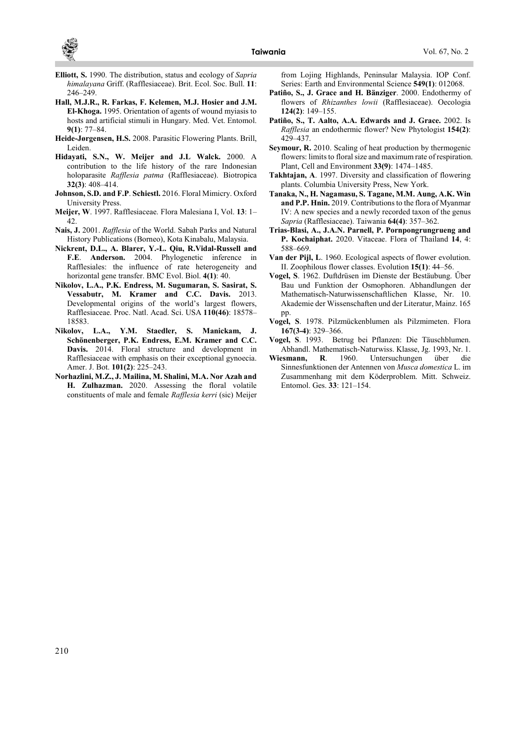**Elliott, S.** 1990. The distribution, status and ecology of *Sapria himalayana* Griff. (Rafflesiaceae). Brit. Ecol. Soc. Bull. **11**: 246–249.

**Hall, M.J.R., R. Farkas, F. Kelemen, M.J. Hosier and J.M. El-Khoga.** 1995. Orientation of agents of wound myiasis to hosts and artificial stimuli in Hungary. Med. Vet. Entomol. **9(1)**: 77–84.

**Heide-Jørgensen, H.S.** 2008. Parasitic Flowering Plants. Brill, Leiden.

**Hidayati, S.N., W. Meijer and J.L Walck.** 2000. A contribution to the life history of the rare Indonesian holoparasite *Rafflesia patma* (Rafflesiaceae). Biotropica **32(3)**: 408–414.

**Johnson, S.D. and F.P. Schiestl.** 2016. Floral Mimicry. Oxford University Press.

**Meijer, W.** 1997. Rafflesiaceae. Flora Malesiana I, Vol. **13**: 1–42.

**Nais, J.** 2001. *Rafflesia* of the World. Sabah Parks and Natural History Publications (Borneo), Kota Kinabalu, Malaysia.

**Nickrent, D.L., A. Blarer, Y.-L. Qiu, R.Vidal-Russell and F.E. Anderson.** 2004. Phylogenetic inference in Rafflesiales: the influence of rate heterogeneity and horizontal gene transfer. BMC Evol. Biol. **4(1)**: 40.

**Nikolov, L.A., P.K. Endress, M. Sugumaran, S. Sasirat, S. Vessabutr, M. Kramer and C.C. Davis.** 2013. Developmental origins of the world's largest flowers, Rafflesiaceae. Proc. Natl. Acad. Sci. USA **110(46)**: 18578–18583.

**Nikolov, L.A., Y.M. Staedler, S. Manickam, J. Schönenberger, P.K. Endress, E.M. Kramer and C.C. Davis.** 2014. Floral structure and development in Rafflesiaceae with emphasis on their exceptional gynoecia. Amer. J. Bot. **101(2)**: 225–243.

**Norhazlini, M.Z., J. Mailina, M. Shalini, M.A. Nor Azah and H. Zulhazman.** 2020. Assessing the floral volatile constituents of male and female *Rafflesia kerri* (sic) Meijer from Lojing Highlands, Peninsular Malaysia. IOP Conf. Series: Earth and Environmental Science **549(1)**: 012068.

**Patiño, S., J. Grace and H. Bänziger**. 2000. Endothermy of flowers of *Rhizanthes lowii* (Rafflesiaceae). Oecologia **124(2)**: 149–155.

**Patiño, S., T. Aalto, A.A. Edwards and J. Grace.** 2002. Is *Rafflesia* an endothermic flower? New Phytologist **154(2)**: 429–437.

**Seymour, R.** 2010. Scaling of heat production by thermogenic flowers: limits to floral size and maximum rate of respiration. Plant, Cell and Environment **33(9)**: 1474–1485.

**Takhtajan, A**. 1997. Diversity and classification of flowering plants. Columbia University Press, New York.

**Tanaka, N., H. Nagamasu, S. Tagane, M.M. Aung, A.K. Win and P.P. Hnin.** 2019. Contributions to the flora of Myanmar IV: A new species and a newly recorded taxon of the genus *Sapria* (Rafflesiaceae). Taiwania **64(4)**: 357–362.

**Trias-Blasi, A., J.A.N. Parnell, P. Pornpongrungrueng and P. Kochaiphat.** 2020. Vitaceae. Flora of Thailand **14**, 4: 588–669.

**Van der Pijl, L**. 1960. Ecological aspects of flower evolution. II. Zoophilous flower classes. Evolution **15(1)**: 44–56.

**Vogel, S**. 1962. Duftdrüsen im Dienste der Bestäubung. Über Bau und Funktion der Osmophoren. Abhandlungen der Mathematisch-Naturwissenschaftlichen Klasse, Nr. 10. Akademie der Wissenschaften und der Literatur, Mainz. 165 pp.

**Vogel, S**. 1978. Pilzmückenblumen als Pilzmimeten. Flora **167(3-4)**: 329–366.

**Vogel, S**. 1993. Betrug bei Pflanzen: Die Täuschblumen. Abhandl. Mathematisch-Naturwiss. Klasse, Jg. 1993, Nr. 1.

**Wiesmann, R**. 1960. Untersuchungen über die Sinnesfunktionen der Antennen von *Musca domestica* L. im Zusammenhang mit dem Köderproblem. Mitt. Schweiz. Entomol. Ges. **33**: 121–154.